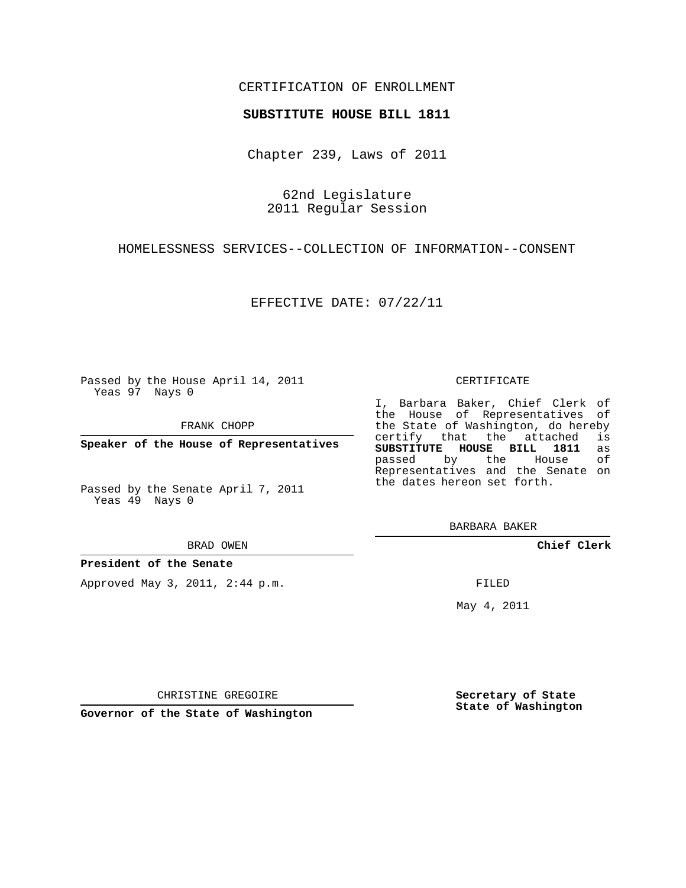CERTIFICATION OF ENROLLMENT

**SUBSTITUTE HOUSE BILL 1811**

Chapter 239, Laws of 2011

62nd Legislature
2011 Regular Session

HOMELESSNESS SERVICES--COLLECTION OF INFORMATION--CONSENT

EFFECTIVE DATE: 07/22/11

Passed by the House April 14, 2011
Yeas 97 Nays 0

FRANK CHOPP

**Speaker of the House of Representatives**

Passed by the Senate April 7, 2011
Yeas 49 Nays 0

BRAD OWEN

**President of the Senate**

Approved May 3, 2011, 2:44 p.m.

CHRISTINE GREGOIRE

**Governor of the State of Washington**

CERTIFICATE

I, Barbara Baker, Chief Clerk of the House of Representatives of the State of Washington, do hereby certify that the attached is **SUBSTITUTE HOUSE BILL 1811** as passed by the House of Representatives and the Senate on the dates hereon set forth.

BARBARA BAKER

**Chief Clerk**

FILED

May 4, 2011

**Secretary of State**
**State of Washington**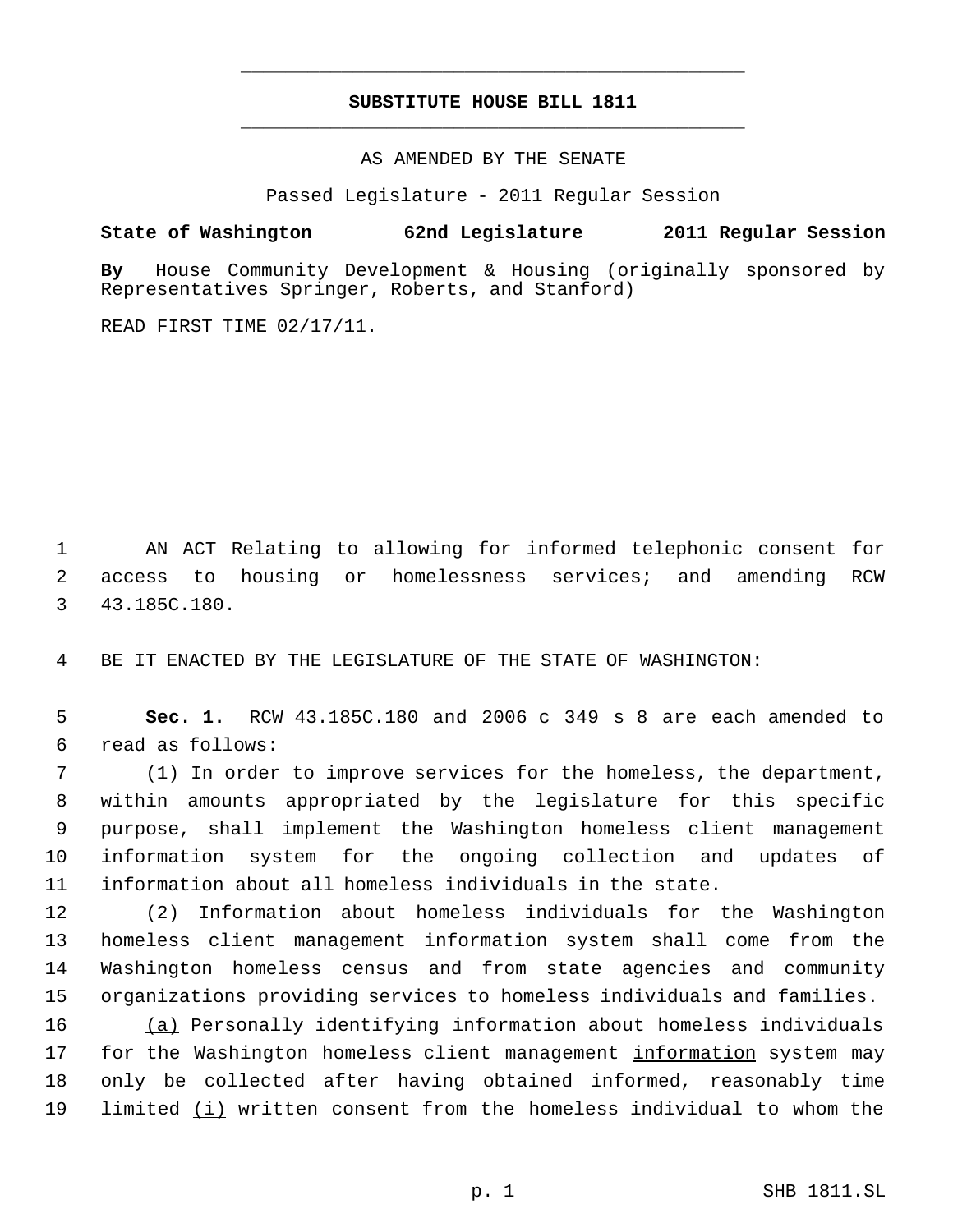**SUBSTITUTE HOUSE BILL 1811**

AS AMENDED BY THE SENATE

Passed Legislature - 2011 Regular Session

**State of Washington 62nd Legislature 2011 Regular Session**

**By** House Community Development & Housing (originally sponsored by Representatives Springer, Roberts, and Stanford)

READ FIRST TIME 02/17/11.

AN ACT Relating to allowing for informed telephonic consent for access to housing or homelessness services; and amending RCW 43.185C.180.

BE IT ENACTED BY THE LEGISLATURE OF THE STATE OF WASHINGTON:

**Sec. 1.** RCW 43.185C.180 and 2006 c 349 s 8 are each amended to read as follows:

(1) In order to improve services for the homeless, the department, within amounts appropriated by the legislature for this specific purpose, shall implement the Washington homeless client management information system for the ongoing collection and updates of information about all homeless individuals in the state.

(2) Information about homeless individuals for the Washington homeless client management information system shall come from the Washington homeless census and from state agencies and community organizations providing services to homeless individuals and families.

<u>(a)</u> Personally identifying information about homeless individuals for the Washington homeless client management <u>information</u> system may only be collected after having obtained informed, reasonably time limited <u>(i)</u> written consent from the homeless individual to whom the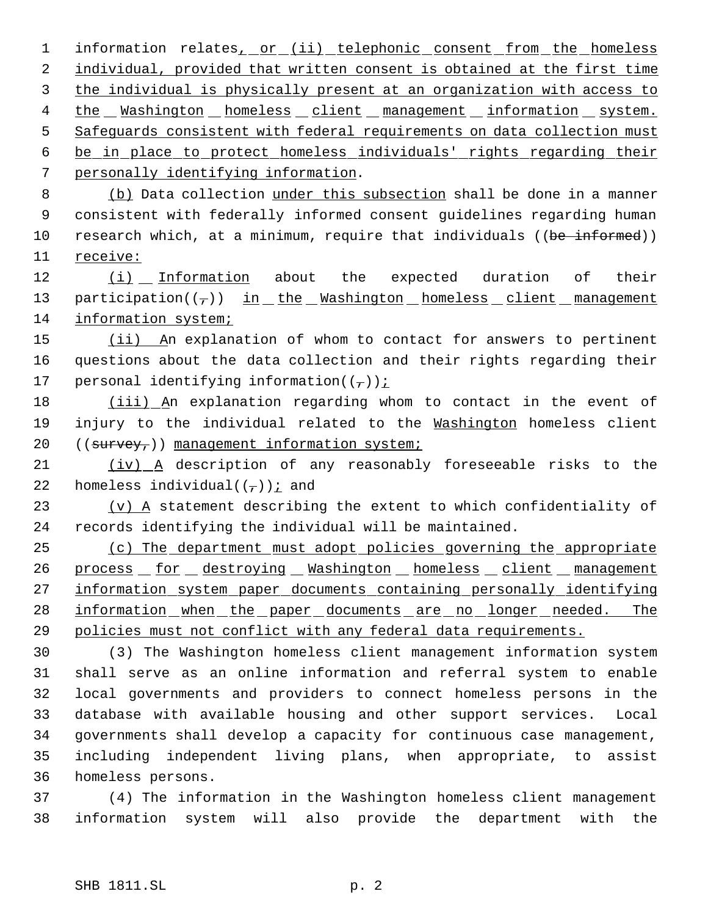information relates, or (ii) telephonic consent from the homeless individual, provided that written consent is obtained at the first time the individual is physically present at an organization with access to the Washington homeless client management information system. Safeguards consistent with federal requirements on data collection must be in place to protect homeless individuals' rights regarding their personally identifying information.

(b) Data collection under this subsection shall be done in a manner consistent with federally informed consent guidelines regarding human research which, at a minimum, require that individuals ((be informed)) receive:

(i) Information about the expected duration of their participation((,)) in the Washington homeless client management information system;

(ii) An explanation of whom to contact for answers to pertinent questions about the data collection and their rights regarding their personal identifying information((,));

(iii) An explanation regarding whom to contact in the event of injury to the individual related to the Washington homeless client ((survey,)) management information system;

(iv) A description of any reasonably foreseeable risks to the homeless individual((,)); and

(v) A statement describing the extent to which confidentiality of records identifying the individual will be maintained.

(c) The department must adopt policies governing the appropriate process for destroying Washington homeless client management information system paper documents containing personally identifying information when the paper documents are no longer needed. The policies must not conflict with any federal data requirements.

(3) The Washington homeless client management information system shall serve as an online information and referral system to enable local governments and providers to connect homeless persons in the database with available housing and other support services. Local governments shall develop a capacity for continuous case management, including independent living plans, when appropriate, to assist homeless persons.

(4) The information in the Washington homeless client management information system will also provide the department with the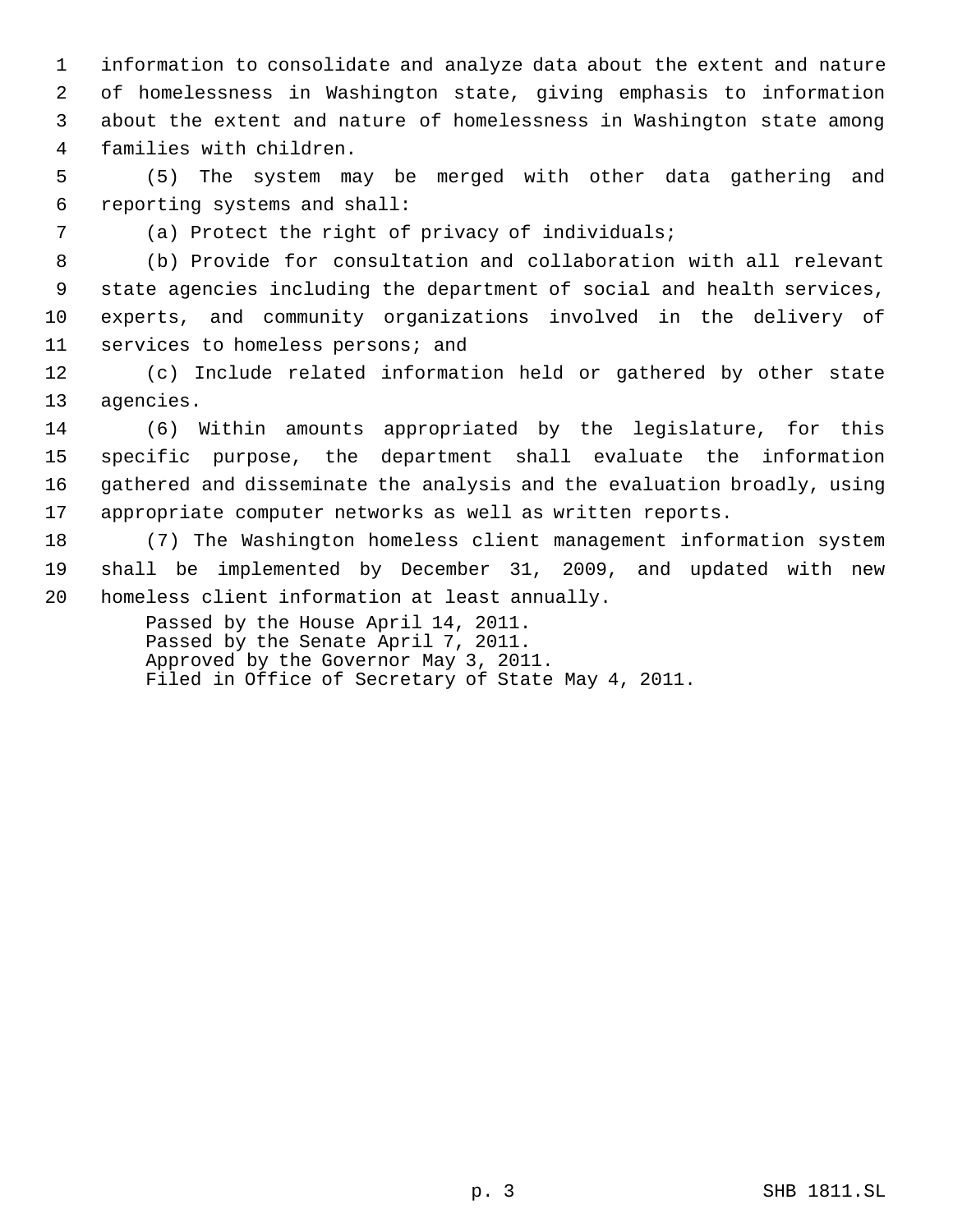information to consolidate and analyze data about the extent and nature of homelessness in Washington state, giving emphasis to information about the extent and nature of homelessness in Washington state among families with children.

(5) The system may be merged with other data gathering and reporting systems and shall:

(a) Protect the right of privacy of individuals;

(b) Provide for consultation and collaboration with all relevant state agencies including the department of social and health services, experts, and community organizations involved in the delivery of services to homeless persons; and

(c) Include related information held or gathered by other state agencies.

(6) Within amounts appropriated by the legislature, for this specific purpose, the department shall evaluate the information gathered and disseminate the analysis and the evaluation broadly, using appropriate computer networks as well as written reports.

(7) The Washington homeless client management information system shall be implemented by December 31, 2009, and updated with new homeless client information at least annually.

Passed by the House April 14, 2011.
Passed by the Senate April 7, 2011.
Approved by the Governor May 3, 2011.
Filed in Office of Secretary of State May 4, 2011.